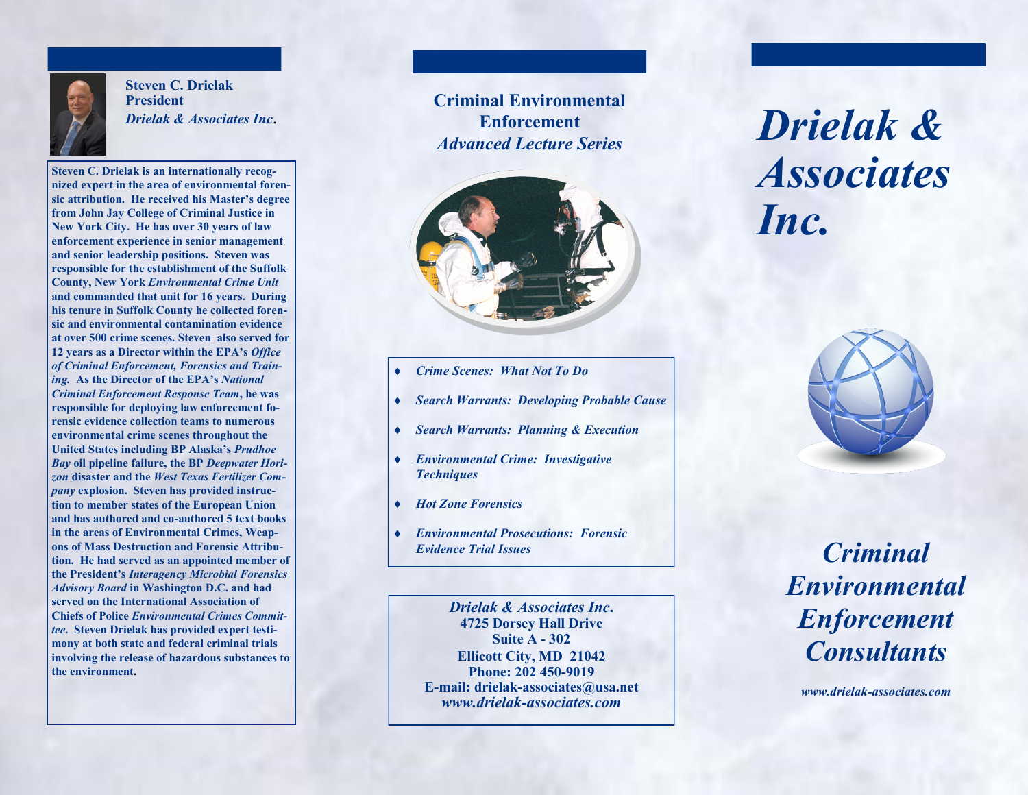**Steven C. Drielak**
**President**
***Drielak & Associates Inc.***

**Steven C. Drielak is an internationally recognized expert in the area of environmental forensic attribution. He received his Master's degree from John Jay College of Criminal Justice in New York City. He has over 30 years of law enforcement experience in senior management and senior leadership positions. Steven was responsible for the establishment of the Suffolk County, New York *Environmental Crime Unit* and commanded that unit for 16 years. During his tenure in Suffolk County he collected forensic and environmental contamination evidence at over 500 crime scenes. Steven also served for 12 years as a Director within the EPA's *Office of Criminal Enforcement, Forensics and Training*. As the Director of the EPA's *National Criminal Enforcement Response Team*, he was responsible for deploying law enforcement forensic evidence collection teams to numerous environmental crime scenes throughout the United States including BP Alaska's *Prudhoe Bay* oil pipeline failure, the BP *Deepwater Horizon* disaster and the *West Texas Fertilizer Company* explosion. Steven has provided instruction to member states of the European Union and has authored and co-authored 5 text books in the areas of Environmental Crimes, Weapons of Mass Destruction and Forensic Attribution. He had served as an appointed member of the President's *Interagency Microbial Forensics Advisory Board* in Washington D.C. and had served on the International Association of Chiefs of Police *Environmental Crimes Committee*. Steven Drielak has provided expert testimony at both state and federal criminal trials involving the release of hazardous substances to the environment.**

## Criminal Environmental Enforcement
## *Advanced Lecture Series*

- ***Crime Scenes: What Not To Do***
- ***Search Warrants: Developing Probable Cause***
- ***Search Warrants: Planning & Execution***
- ***Environmental Crime: Investigative Techniques***
- ***Hot Zone Forensics***
- ***Environmental Prosecutions: Forensic Evidence Trial Issues***

***Drielak & Associates Inc.***
**4725 Dorsey Hall Drive**
**Suite A - 302**
**Ellicott City, MD 21042**
**Phone: 202 450-9019**
**E-mail: drielak-associates@usa.net**
***www.drielak-associates.com***

# *Drielak & Associates Inc.*

## *Criminal Environmental Enforcement Consultants*

***www.drielak-associates.com***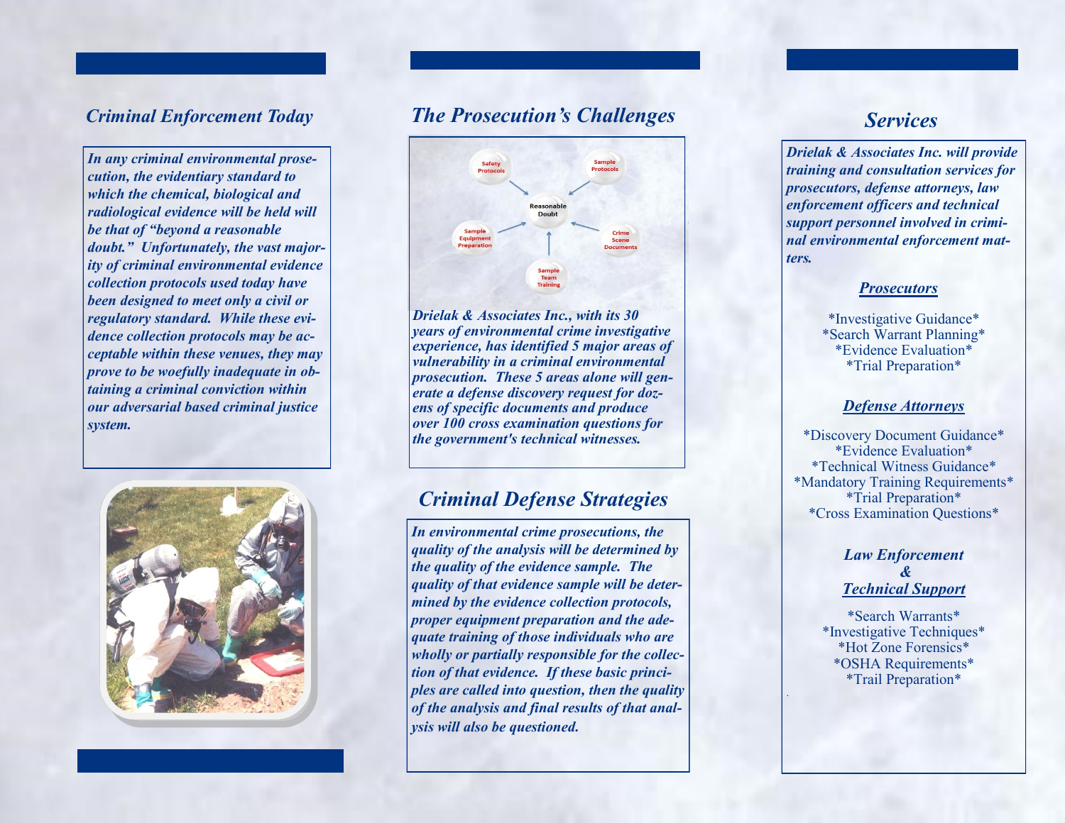## *Criminal Enforcement Today*

***In any criminal environmental prosecution, the evidentiary standard to which the chemical, biological and radiological evidence will be held will be that of "beyond a reasonable doubt." Unfortunately, the vast majority of criminal environmental evidence collection protocols used today have been designed to meet only a civil or regulatory standard. While these evidence collection protocols may be acceptable within these venues, they may prove to be woefully inadequate in obtaining a criminal conviction within our adversarial based criminal justice system.***

## *The Prosecution's Challenges*

Safety Protocols

Sample Protocols

Reasonable Doubt

Sample Equipment Preparation

Crime Scene Documents

Sample Team Training

***Drielak & Associates Inc., with its 30 years of environmental crime investigative experience, has identified 5 major areas of vulnerability in a criminal environmental prosecution. These 5 areas alone will generate a defense discovery request for dozens of specific documents and produce over 100 cross examination questions for the government's technical witnesses.***

## *Criminal Defense Strategies*

***In environmental crime prosecutions, the quality of the analysis will be determined by the quality of the evidence sample. The quality of that evidence sample will be determined by the evidence collection protocols, proper equipment preparation and the adequate training of those individuals who are wholly or partially responsible for the collection of that evidence. If these basic principles are called into question, then the quality of the analysis and final results of that analysis will also be questioned.***

## *Services*

***Drielak & Associates Inc. will provide training and consultation services for prosecutors, defense attorneys, law enforcement officers and technical support personnel involved in criminal environmental enforcement matters.***

### ***Prosecutors***

*Investigative Guidance*
*Search Warrant Planning*
*Evidence Evaluation*
*Trial Preparation*

### ***Defense Attorneys***

*Discovery Document Guidance*
*Evidence Evaluation*
*Technical Witness Guidance*
*Mandatory Training Requirements*
*Trial Preparation*
*Cross Examination Questions*

### ***Law Enforcement & Technical Support***

*Search Warrants*
*Investigative Techniques*
*Hot Zone Forensics*
*OSHA Requirements*
*Trail Preparation*